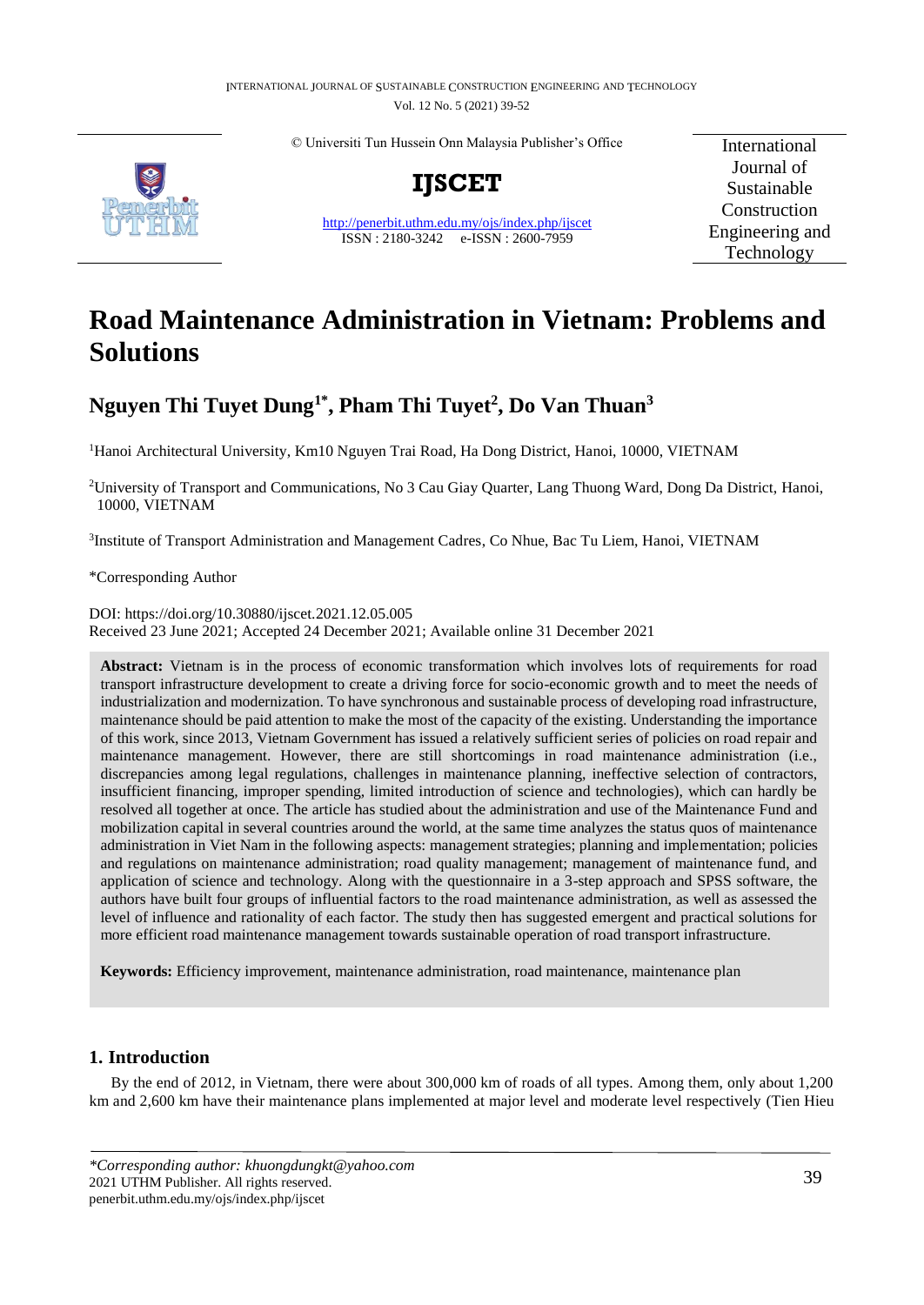# Road Maintenance Administration in Vietnam: Problems and Solutions

**Nguyen Thi Tuyet Dung[1*], Pham Thi Tuyet[2], Do Van Thuan[3]**

[1]Hanoi Architectural University, Km10 Nguyen Trai Road, Ha Dong District, Hanoi, 10000, VIETNAM

[2]University of Transport and Communications, No 3 Cau Giay Quarter, Lang Thuong Ward, Dong Da District, Hanoi, 10000, VIETNAM

[3]Institute of Transport Administration and Management Cadres, Co Nhue, Bac Tu Liem, Hanoi, VIETNAM

*Corresponding Author

DOI: https://doi.org/10.30880/ijscet.2021.12.05.005
Received 23 June 2021; Accepted 24 December 2021; Available online 31 December 2021

**Abstract:** Vietnam is in the process of economic transformation which involves lots of requirements for road transport infrastructure development to create a driving force for socio-economic growth and to meet the needs of industrialization and modernization. To have synchronous and sustainable process of developing road infrastructure, maintenance should be paid attention to make the most of the capacity of the existing. Understanding the importance of this work, since 2013, Vietnam Government has issued a relatively sufficient series of policies on road repair and maintenance management. However, there are still shortcomings in road maintenance administration (i.e., discrepancies among legal regulations, challenges in maintenance planning, ineffective selection of contractors, insufficient financing, improper spending, limited introduction of science and technologies), which can hardly be resolved all together at once. The article has studied about the administration and use of the Maintenance Fund and mobilization capital in several countries around the world, at the same time analyzes the status quos of maintenance administration in Viet Nam in the following aspects: management strategies; planning and implementation; policies and regulations on maintenance administration; road quality management; management of maintenance fund, and application of science and technology. Along with the questionnaire in a 3-step approach and SPSS software, the authors have built four groups of influential factors to the road maintenance administration, as well as assessed the level of influence and rationality of each factor. The study then has suggested emergent and practical solutions for more efficient road maintenance management towards sustainable operation of road transport infrastructure.

**Keywords:** Efficiency improvement, maintenance administration, road maintenance, maintenance plan

## 1. Introduction

By the end of 2012, in Vietnam, there were about 300,000 km of roads of all types. Among them, only about 1,200 km and 2,600 km have their maintenance plans implemented at major level and moderate level respectively (Tien Hieu

*\*Corresponding author: khuongdungkt@yahoo.com*
2021 UTHM Publisher. All rights reserved.
penerbit.uthm.edu.my/ojs/index.php/ijscet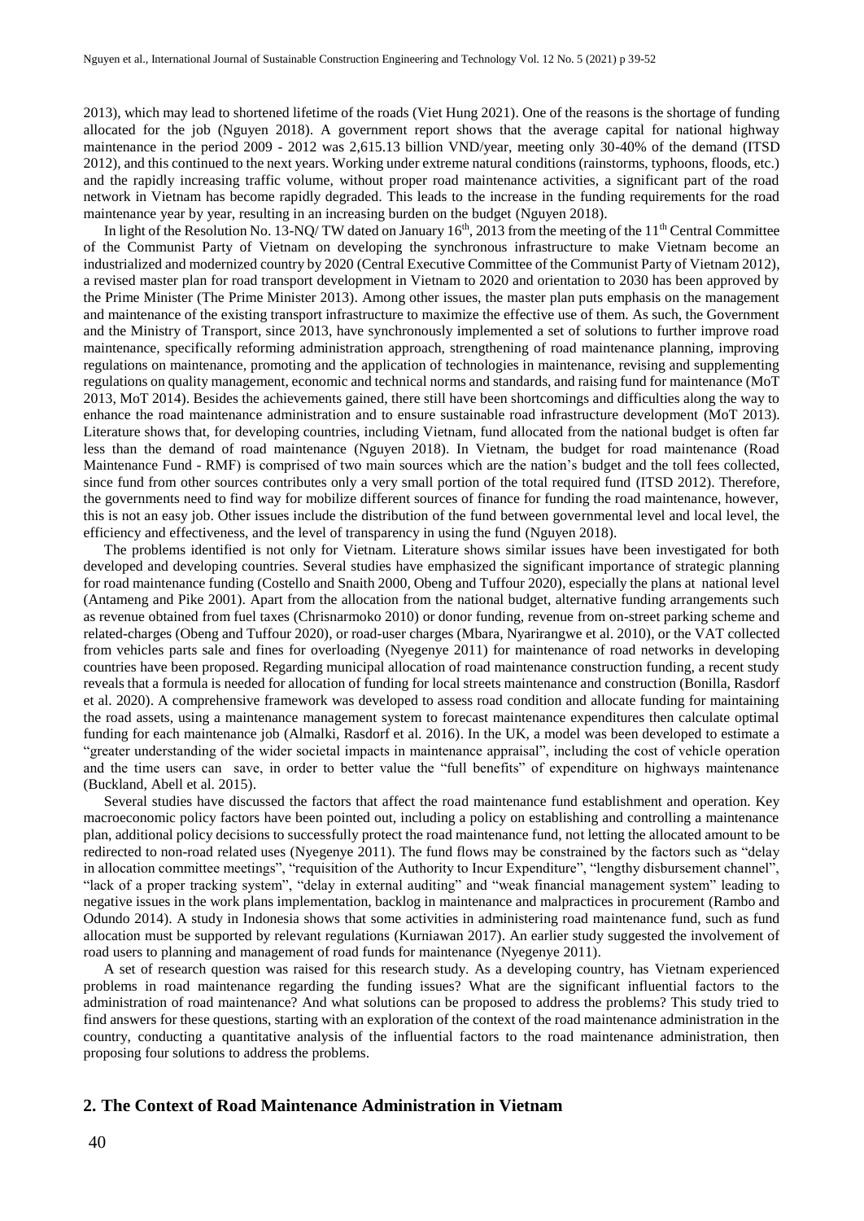2013), which may lead to shortened lifetime of the roads (Viet Hung 2021). One of the reasons is the shortage of funding allocated for the job (Nguyen 2018). A government report shows that the average capital for national highway maintenance in the period 2009 - 2012 was 2,615.13 billion VND/year, meeting only 30-40% of the demand (ITSD 2012), and this continued to the next years. Working under extreme natural conditions (rainstorms, typhoons, floods, etc.) and the rapidly increasing traffic volume, without proper road maintenance activities, a significant part of the road network in Vietnam has become rapidly degraded. This leads to the increase in the funding requirements for the road maintenance year by year, resulting in an increasing burden on the budget (Nguyen 2018).

In light of the Resolution No. 13-NQ/ TW dated on January 16th, 2013 from the meeting of the 11th Central Committee of the Communist Party of Vietnam on developing the synchronous infrastructure to make Vietnam become an industrialized and modernized country by 2020 (Central Executive Committee of the Communist Party of Vietnam 2012), a revised master plan for road transport development in Vietnam to 2020 and orientation to 2030 has been approved by the Prime Minister (The Prime Minister 2013). Among other issues, the master plan puts emphasis on the management and maintenance of the existing transport infrastructure to maximize the effective use of them. As such, the Government and the Ministry of Transport, since 2013, have synchronously implemented a set of solutions to further improve road maintenance, specifically reforming administration approach, strengthening of road maintenance planning, improving regulations on maintenance, promoting and the application of technologies in maintenance, revising and supplementing regulations on quality management, economic and technical norms and standards, and raising fund for maintenance (MoT 2013, MoT 2014). Besides the achievements gained, there still have been shortcomings and difficulties along the way to enhance the road maintenance administration and to ensure sustainable road infrastructure development (MoT 2013). Literature shows that, for developing countries, including Vietnam, fund allocated from the national budget is often far less than the demand of road maintenance (Nguyen 2018). In Vietnam, the budget for road maintenance (Road Maintenance Fund - RMF) is comprised of two main sources which are the nation's budget and the toll fees collected, since fund from other sources contributes only a very small portion of the total required fund (ITSD 2012). Therefore, the governments need to find way for mobilize different sources of finance for funding the road maintenance, however, this is not an easy job. Other issues include the distribution of the fund between governmental level and local level, the efficiency and effectiveness, and the level of transparency in using the fund (Nguyen 2018).

The problems identified is not only for Vietnam. Literature shows similar issues have been investigated for both developed and developing countries. Several studies have emphasized the significant importance of strategic planning for road maintenance funding (Costello and Snaith 2000, Obeng and Tuffour 2020), especially the plans at national level (Antameng and Pike 2001). Apart from the allocation from the national budget, alternative funding arrangements such as revenue obtained from fuel taxes (Chrisnarmoko 2010) or donor funding, revenue from on-street parking scheme and related-charges (Obeng and Tuffour 2020), or road-user charges (Mbara, Nyarirangwe et al. 2010), or the VAT collected from vehicles parts sale and fines for overloading (Nyegenye 2011) for maintenance of road networks in developing countries have been proposed. Regarding municipal allocation of road maintenance construction funding, a recent study reveals that a formula is needed for allocation of funding for local streets maintenance and construction (Bonilla, Rasdorf et al. 2020). A comprehensive framework was developed to assess road condition and allocate funding for maintaining the road assets, using a maintenance management system to forecast maintenance expenditures then calculate optimal funding for each maintenance job (Almalki, Rasdorf et al. 2016). In the UK, a model was been developed to estimate a "greater understanding of the wider societal impacts in maintenance appraisal", including the cost of vehicle operation and the time users can save, in order to better value the "full benefits" of expenditure on highways maintenance (Buckland, Abell et al. 2015).

Several studies have discussed the factors that affect the road maintenance fund establishment and operation. Key macroeconomic policy factors have been pointed out, including a policy on establishing and controlling a maintenance plan, additional policy decisions to successfully protect the road maintenance fund, not letting the allocated amount to be redirected to non-road related uses (Nyegenye 2011). The fund flows may be constrained by the factors such as "delay in allocation committee meetings", "requisition of the Authority to Incur Expenditure", "lengthy disbursement channel", "lack of a proper tracking system", "delay in external auditing" and "weak financial management system" leading to negative issues in the work plans implementation, backlog in maintenance and malpractices in procurement (Rambo and Odundo 2014). A study in Indonesia shows that some activities in administering road maintenance fund, such as fund allocation must be supported by relevant regulations (Kurniawan 2017). An earlier study suggested the involvement of road users to planning and management of road funds for maintenance (Nyegenye 2011).

A set of research question was raised for this research study. As a developing country, has Vietnam experienced problems in road maintenance regarding the funding issues? What are the significant influential factors to the administration of road maintenance? And what solutions can be proposed to address the problems? This study tried to find answers for these questions, starting with an exploration of the context of the road maintenance administration in the country, conducting a quantitative analysis of the influential factors to the road maintenance administration, then proposing four solutions to address the problems.

## 2. The Context of Road Maintenance Administration in Vietnam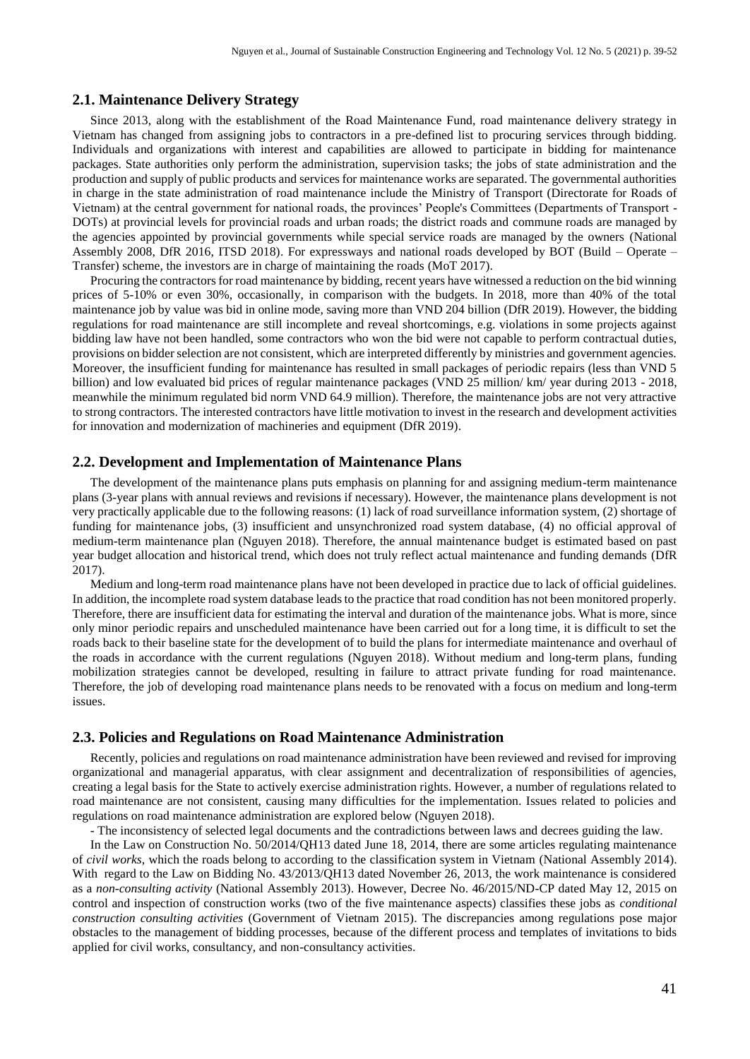## 2.1. Maintenance Delivery Strategy

Since 2013, along with the establishment of the Road Maintenance Fund, road maintenance delivery strategy in Vietnam has changed from assigning jobs to contractors in a pre-defined list to procuring services through bidding. Individuals and organizations with interest and capabilities are allowed to participate in bidding for maintenance packages. State authorities only perform the administration, supervision tasks; the jobs of state administration and the production and supply of public products and services for maintenance works are separated. The governmental authorities in charge in the state administration of road maintenance include the Ministry of Transport (Directorate for Roads of Vietnam) at the central government for national roads, the provinces' People's Committees (Departments of Transport - DOTs) at provincial levels for provincial roads and urban roads; the district roads and commune roads are managed by the agencies appointed by provincial governments while special service roads are managed by the owners (National Assembly 2008, DfR 2016, ITSD 2018). For expressways and national roads developed by BOT (Build – Operate – Transfer) scheme, the investors are in charge of maintaining the roads (MoT 2017).

Procuring the contractors for road maintenance by bidding, recent years have witnessed a reduction on the bid winning prices of 5-10% or even 30%, occasionally, in comparison with the budgets. In 2018, more than 40% of the total maintenance job by value was bid in online mode, saving more than VND 204 billion (DfR 2019). However, the bidding regulations for road maintenance are still incomplete and reveal shortcomings, e.g. violations in some projects against bidding law have not been handled, some contractors who won the bid were not capable to perform contractual duties, provisions on bidder selection are not consistent, which are interpreted differently by ministries and government agencies. Moreover, the insufficient funding for maintenance has resulted in small packages of periodic repairs (less than VND 5 billion) and low evaluated bid prices of regular maintenance packages (VND 25 million/ km/ year during 2013 - 2018, meanwhile the minimum regulated bid norm VND 64.9 million). Therefore, the maintenance jobs are not very attractive to strong contractors. The interested contractors have little motivation to invest in the research and development activities for innovation and modernization of machineries and equipment (DfR 2019).

## 2.2. Development and Implementation of Maintenance Plans

The development of the maintenance plans puts emphasis on planning for and assigning medium-term maintenance plans (3-year plans with annual reviews and revisions if necessary). However, the maintenance plans development is not very practically applicable due to the following reasons: (1) lack of road surveillance information system, (2) shortage of funding for maintenance jobs, (3) insufficient and unsynchronized road system database, (4) no official approval of medium-term maintenance plan (Nguyen 2018). Therefore, the annual maintenance budget is estimated based on past year budget allocation and historical trend, which does not truly reflect actual maintenance and funding demands (DfR 2017).

Medium and long-term road maintenance plans have not been developed in practice due to lack of official guidelines. In addition, the incomplete road system database leads to the practice that road condition has not been monitored properly. Therefore, there are insufficient data for estimating the interval and duration of the maintenance jobs. What is more, since only minor periodic repairs and unscheduled maintenance have been carried out for a long time, it is difficult to set the roads back to their baseline state for the development of to build the plans for intermediate maintenance and overhaul of the roads in accordance with the current regulations (Nguyen 2018). Without medium and long-term plans, funding mobilization strategies cannot be developed, resulting in failure to attract private funding for road maintenance. Therefore, the job of developing road maintenance plans needs to be renovated with a focus on medium and long-term issues.

## 2.3. Policies and Regulations on Road Maintenance Administration

Recently, policies and regulations on road maintenance administration have been reviewed and revised for improving organizational and managerial apparatus, with clear assignment and decentralization of responsibilities of agencies, creating a legal basis for the State to actively exercise administration rights. However, a number of regulations related to road maintenance are not consistent, causing many difficulties for the implementation. Issues related to policies and regulations on road maintenance administration are explored below (Nguyen 2018).

- The inconsistency of selected legal documents and the contradictions between laws and decrees guiding the law.

In the Law on Construction No. 50/2014/QH13 dated June 18, 2014, there are some articles regulating maintenance of *civil works*, which the roads belong to according to the classification system in Vietnam (National Assembly 2014). With regard to the Law on Bidding No. 43/2013/QH13 dated November 26, 2013, the work maintenance is considered as a *non-consulting activity* (National Assembly 2013). However, Decree No. 46/2015/ND-CP dated May 12, 2015 on control and inspection of construction works (two of the five maintenance aspects) classifies these jobs as *conditional construction consulting activities* (Government of Vietnam 2015). The discrepancies among regulations pose major obstacles to the management of bidding processes, because of the different process and templates of invitations to bids applied for civil works, consultancy, and non-consultancy activities.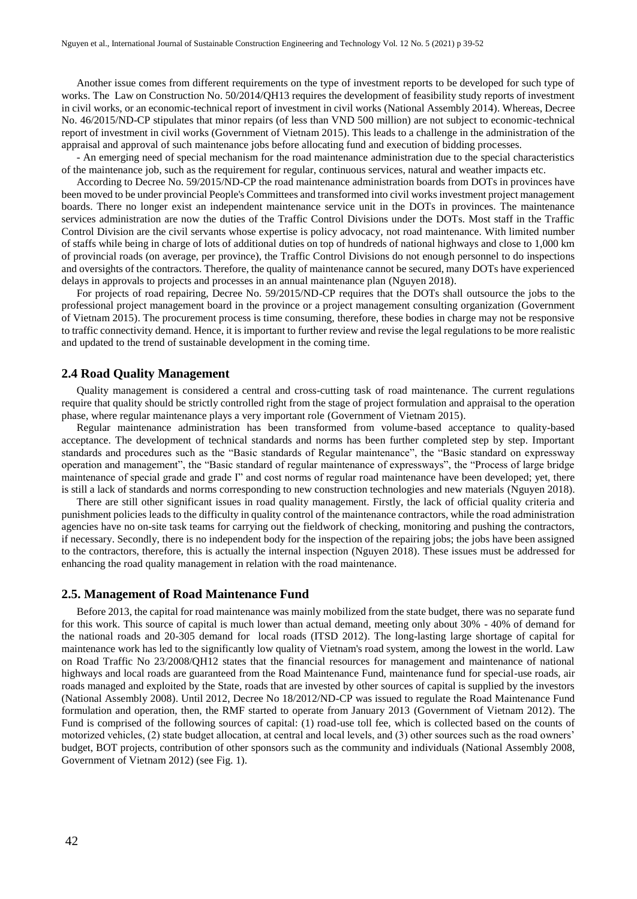Another issue comes from different requirements on the type of investment reports to be developed for such type of works. The Law on Construction No. 50/2014/QH13 requires the development of feasibility study reports of investment in civil works, or an economic-technical report of investment in civil works (National Assembly 2014). Whereas, Decree No. 46/2015/ND-CP stipulates that minor repairs (of less than VND 500 million) are not subject to economic-technical report of investment in civil works (Government of Vietnam 2015). This leads to a challenge in the administration of the appraisal and approval of such maintenance jobs before allocating fund and execution of bidding processes.

- An emerging need of special mechanism for the road maintenance administration due to the special characteristics of the maintenance job, such as the requirement for regular, continuous services, natural and weather impacts etc.

According to Decree No. 59/2015/ND-CP the road maintenance administration boards from DOTs in provinces have been moved to be under provincial People's Committees and transformed into civil works investment project management boards. There no longer exist an independent maintenance service unit in the DOTs in provinces. The maintenance services administration are now the duties of the Traffic Control Divisions under the DOTs. Most staff in the Traffic Control Division are the civil servants whose expertise is policy advocacy, not road maintenance. With limited number of staffs while being in charge of lots of additional duties on top of hundreds of national highways and close to 1,000 km of provincial roads (on average, per province), the Traffic Control Divisions do not enough personnel to do inspections and oversights of the contractors. Therefore, the quality of maintenance cannot be secured, many DOTs have experienced delays in approvals to projects and processes in an annual maintenance plan (Nguyen 2018).

For projects of road repairing, Decree No. 59/2015/ND-CP requires that the DOTs shall outsource the jobs to the professional project management board in the province or a project management consulting organization (Government of Vietnam 2015). The procurement process is time consuming, therefore, these bodies in charge may not be responsive to traffic connectivity demand. Hence, it is important to further review and revise the legal regulations to be more realistic and updated to the trend of sustainable development in the coming time.

## 2.4 Road Quality Management

Quality management is considered a central and cross-cutting task of road maintenance. The current regulations require that quality should be strictly controlled right from the stage of project formulation and appraisal to the operation phase, where regular maintenance plays a very important role (Government of Vietnam 2015).

Regular maintenance administration has been transformed from volume-based acceptance to quality-based acceptance. The development of technical standards and norms has been further completed step by step. Important standards and procedures such as the "Basic standards of Regular maintenance", the "Basic standard on expressway operation and management", the "Basic standard of regular maintenance of expressways", the "Process of large bridge maintenance of special grade and grade I" and cost norms of regular road maintenance have been developed; yet, there is still a lack of standards and norms corresponding to new construction technologies and new materials (Nguyen 2018).

There are still other significant issues in road quality management. Firstly, the lack of official quality criteria and punishment policies leads to the difficulty in quality control of the maintenance contractors, while the road administration agencies have no on-site task teams for carrying out the fieldwork of checking, monitoring and pushing the contractors, if necessary. Secondly, there is no independent body for the inspection of the repairing jobs; the jobs have been assigned to the contractors, therefore, this is actually the internal inspection (Nguyen 2018). These issues must be addressed for enhancing the road quality management in relation with the road maintenance.

## 2.5. Management of Road Maintenance Fund

Before 2013, the capital for road maintenance was mainly mobilized from the state budget, there was no separate fund for this work. This source of capital is much lower than actual demand, meeting only about 30% - 40% of demand for the national roads and 20-305 demand for local roads (ITSD 2012). The long-lasting large shortage of capital for maintenance work has led to the significantly low quality of Vietnam's road system, among the lowest in the world. Law on Road Traffic No 23/2008/QH12 states that the financial resources for management and maintenance of national highways and local roads are guaranteed from the Road Maintenance Fund, maintenance fund for special-use roads, air roads managed and exploited by the State, roads that are invested by other sources of capital is supplied by the investors (National Assembly 2008). Until 2012, Decree No 18/2012/ND-CP was issued to regulate the Road Maintenance Fund formulation and operation, then, the RMF started to operate from January 2013 (Government of Vietnam 2012). The Fund is comprised of the following sources of capital: (1) road-use toll fee, which is collected based on the counts of motorized vehicles, (2) state budget allocation, at central and local levels, and (3) other sources such as the road owners' budget, BOT projects, contribution of other sponsors such as the community and individuals (National Assembly 2008, Government of Vietnam 2012) (see Fig. 1).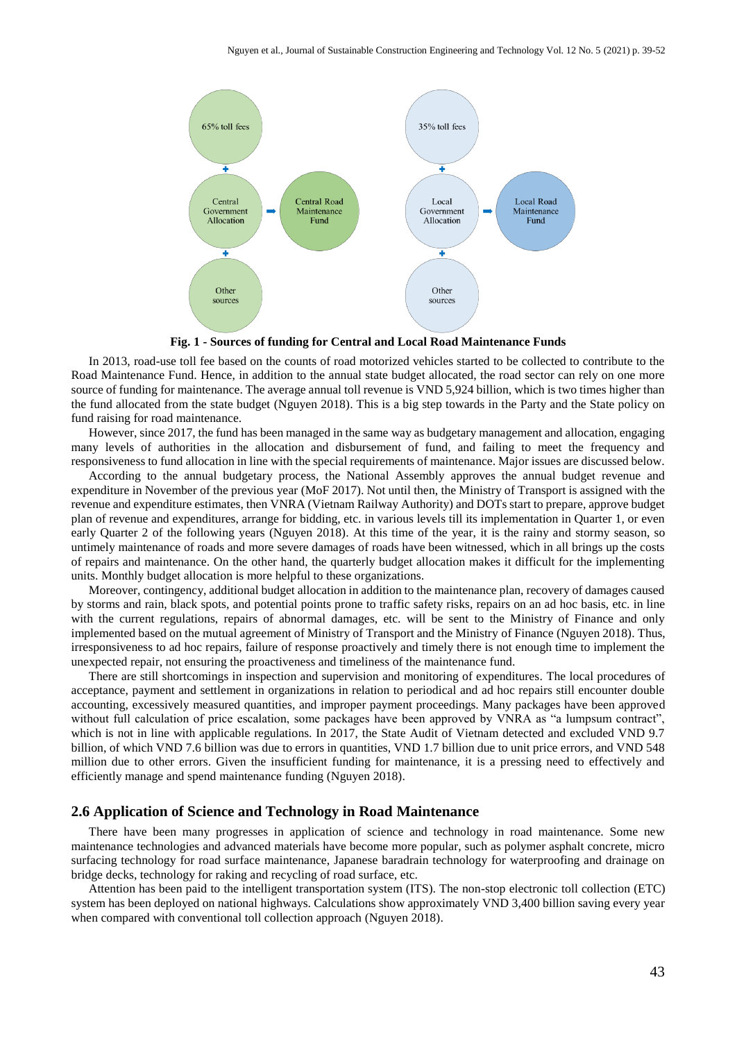Fig. 1 - Sources of funding for Central and Local Road Maintenance Funds

In 2013, road-use toll fee based on the counts of road motorized vehicles started to be collected to contribute to the Road Maintenance Fund. Hence, in addition to the annual state budget allocated, the road sector can rely on one more source of funding for maintenance. The average annual toll revenue is VND 5,924 billion, which is two times higher than the fund allocated from the state budget (Nguyen 2018). This is a big step towards in the Party and the State policy on fund raising for road maintenance.

However, since 2017, the fund has been managed in the same way as budgetary management and allocation, engaging many levels of authorities in the allocation and disbursement of fund, and failing to meet the frequency and responsiveness to fund allocation in line with the special requirements of maintenance. Major issues are discussed below.

According to the annual budgetary process, the National Assembly approves the annual budget revenue and expenditure in November of the previous year (MoF 2017). Not until then, the Ministry of Transport is assigned with the revenue and expenditure estimates, then VNRA (Vietnam Railway Authority) and DOTs start to prepare, approve budget plan of revenue and expenditures, arrange for bidding, etc. in various levels till its implementation in Quarter 1, or even early Quarter 2 of the following years (Nguyen 2018). At this time of the year, it is the rainy and stormy season, so untimely maintenance of roads and more severe damages of roads have been witnessed, which in all brings up the costs of repairs and maintenance. On the other hand, the quarterly budget allocation makes it difficult for the implementing units. Monthly budget allocation is more helpful to these organizations.

Moreover, contingency, additional budget allocation in addition to the maintenance plan, recovery of damages caused by storms and rain, black spots, and potential points prone to traffic safety risks, repairs on an ad hoc basis, etc. in line with the current regulations, repairs of abnormal damages, etc. will be sent to the Ministry of Finance and only implemented based on the mutual agreement of Ministry of Transport and the Ministry of Finance (Nguyen 2018). Thus, irresponsiveness to ad hoc repairs, failure of response proactively and timely there is not enough time to implement the unexpected repair, not ensuring the proactiveness and timeliness of the maintenance fund.

There are still shortcomings in inspection and supervision and monitoring of expenditures. The local procedures of acceptance, payment and settlement in organizations in relation to periodical and ad hoc repairs still encounter double accounting, excessively measured quantities, and improper payment proceedings. Many packages have been approved without full calculation of price escalation, some packages have been approved by VNRA as "a lumpsum contract", which is not in line with applicable regulations. In 2017, the State Audit of Vietnam detected and excluded VND 9.7 billion, of which VND 7.6 billion was due to errors in quantities, VND 1.7 billion due to unit price errors, and VND 548 million due to other errors. Given the insufficient funding for maintenance, it is a pressing need to effectively and efficiently manage and spend maintenance funding (Nguyen 2018).

## 2.6 Application of Science and Technology in Road Maintenance

There have been many progresses in application of science and technology in road maintenance. Some new maintenance technologies and advanced materials have become more popular, such as polymer asphalt concrete, micro surfacing technology for road surface maintenance, Japanese baradrain technology for waterproofing and drainage on bridge decks, technology for raking and recycling of road surface, etc.

Attention has been paid to the intelligent transportation system (ITS). The non-stop electronic toll collection (ETC) system has been deployed on national highways. Calculations show approximately VND 3,400 billion saving every year when compared with conventional toll collection approach (Nguyen 2018).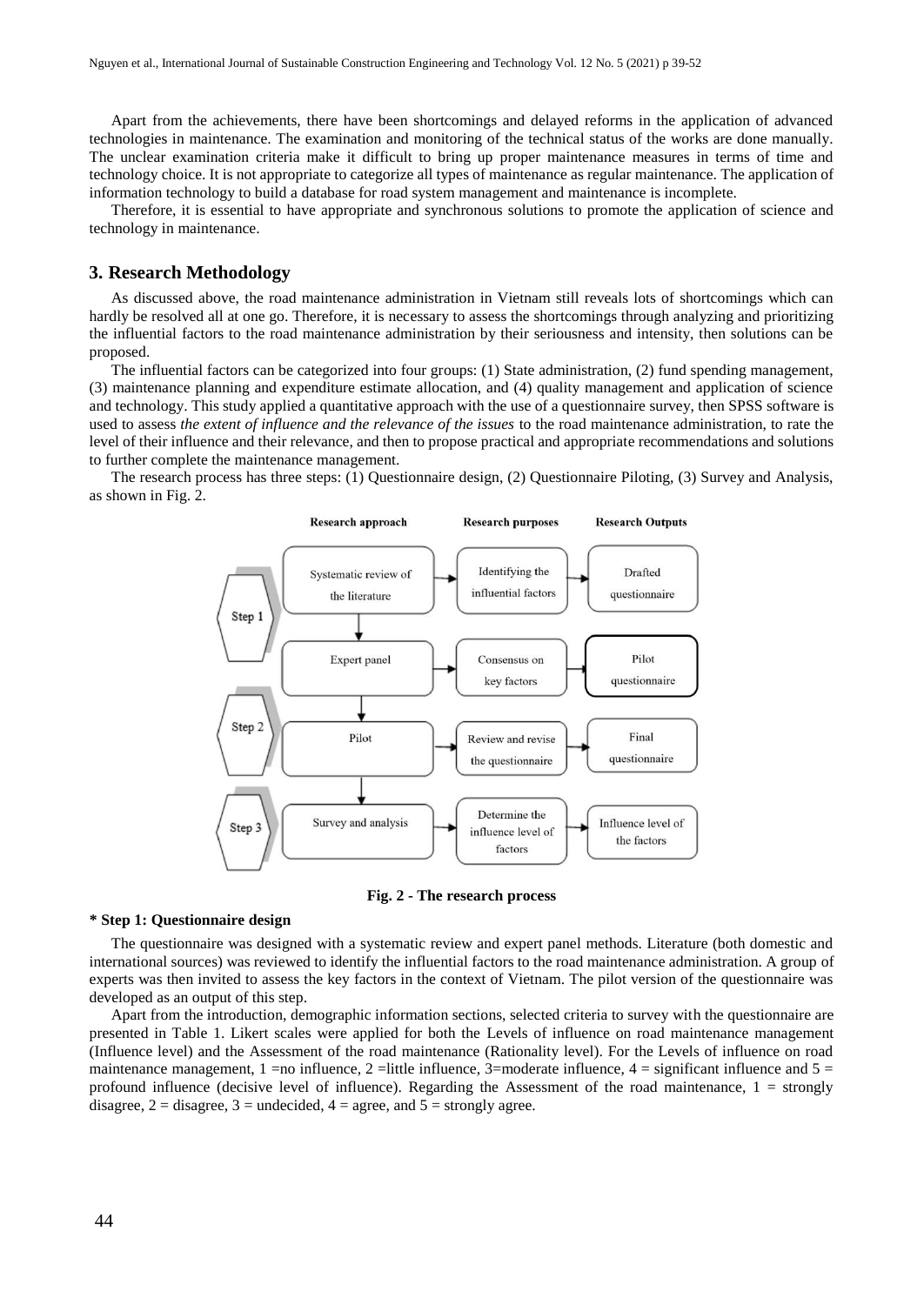Apart from the achievements, there have been shortcomings and delayed reforms in the application of advanced technologies in maintenance. The examination and monitoring of the technical status of the works are done manually. The unclear examination criteria make it difficult to bring up proper maintenance measures in terms of time and technology choice. It is not appropriate to categorize all types of maintenance as regular maintenance. The application of information technology to build a database for road system management and maintenance is incomplete.

Therefore, it is essential to have appropriate and synchronous solutions to promote the application of science and technology in maintenance.

## 3. Research Methodology

As discussed above, the road maintenance administration in Vietnam still reveals lots of shortcomings which can hardly be resolved all at one go. Therefore, it is necessary to assess the shortcomings through analyzing and prioritizing the influential factors to the road maintenance administration by their seriousness and intensity, then solutions can be proposed.

The influential factors can be categorized into four groups: (1) State administration, (2) fund spending management, (3) maintenance planning and expenditure estimate allocation, and (4) quality management and application of science and technology. This study applied a quantitative approach with the use of a questionnaire survey, then SPSS software is used to assess *the extent of influence and the relevance of the issues* to the road maintenance administration, to rate the level of their influence and their relevance, and then to propose practical and appropriate recommendations and solutions to further complete the maintenance management.

The research process has three steps: (1) Questionnaire design, (2) Questionnaire Piloting, (3) Survey and Analysis, as shown in Fig. 2.

| | Research approach | Research purposes | Research Outputs |
|---|---|---|---|
| Step 1 | Systematic review of the literature | Identifying the influential factors | Drafted questionnaire |
| | Expert panel | Consensus on key factors | Pilot questionnaire |
| Step 2 | Pilot | Review and revise the questionnaire | Final questionnaire |
| Step 3 | Survey and analysis | Determine the influence level of factors | Influence level of the factors |

**Fig. 2 - The research process**

**\* Step 1: Questionnaire design**

The questionnaire was designed with a systematic review and expert panel methods. Literature (both domestic and international sources) was reviewed to identify the influential factors to the road maintenance administration. A group of experts was then invited to assess the key factors in the context of Vietnam. The pilot version of the questionnaire was developed as an output of this step.

Apart from the introduction, demographic information sections, selected criteria to survey with the questionnaire are presented in Table 1. Likert scales were applied for both the Levels of influence on road maintenance management (Influence level) and the Assessment of the road maintenance (Rationality level). For the Levels of influence on road maintenance management, 1 =no influence, 2 =little influence, 3=moderate influence, 4 = significant influence and 5 = profound influence (decisive level of influence). Regarding the Assessment of the road maintenance, 1 = strongly disagree, 2 = disagree, 3 = undecided, 4 = agree, and 5 = strongly agree.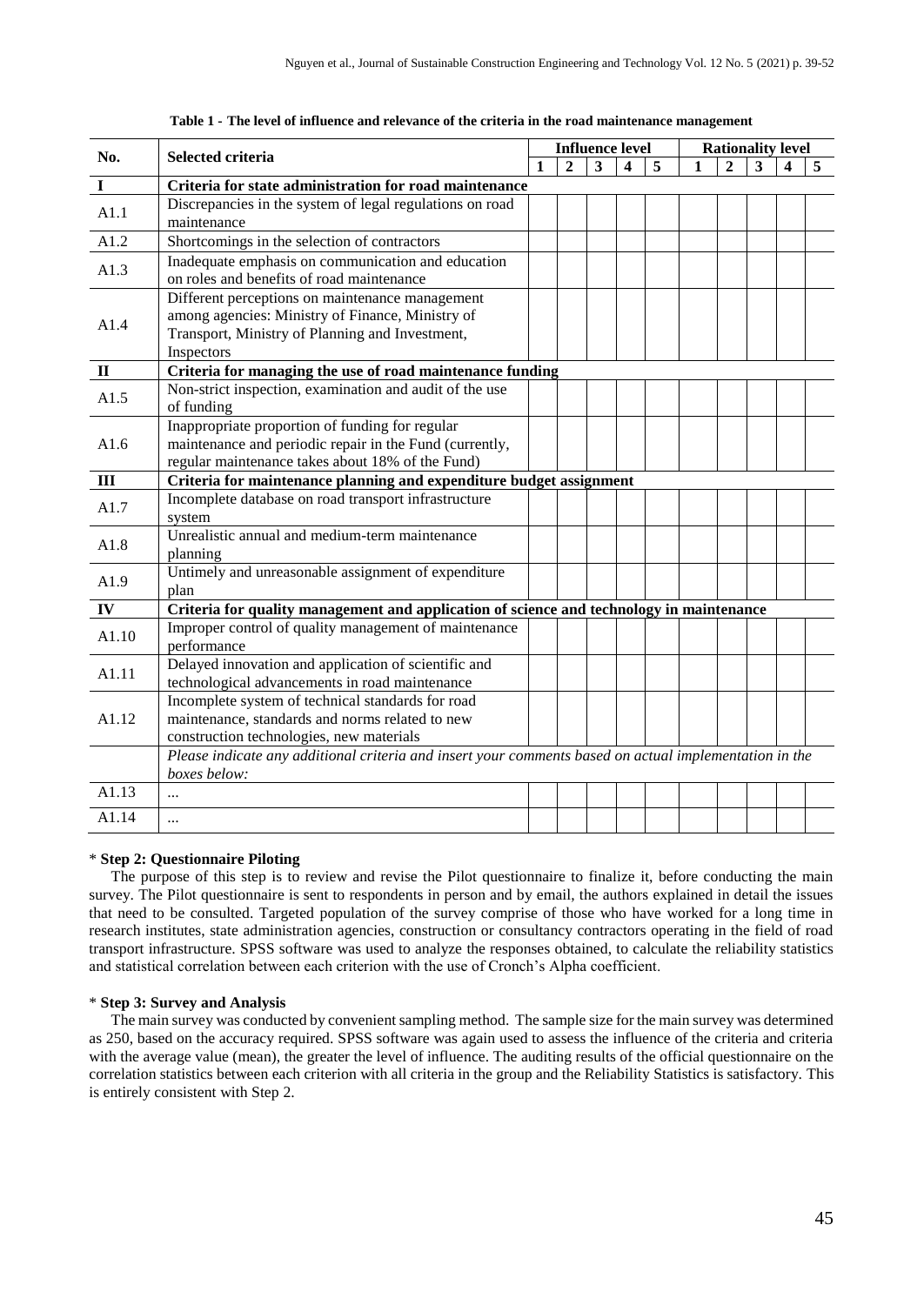**Table 1 - The level of influence and relevance of the criteria in the road maintenance management**

| No. | Selected criteria | Influence level | | | | | Rationality level | | | | |
|---|---|---|---|---|---|---|---|---|---|---|---|
| | | 1 | 2 | 3 | 4 | 5 | 1 | 2 | 3 | 4 | 5 |
| **I** | **Criteria for state administration for road maintenance** | | | | | | | | | | |
| A1.1 | Discrepancies in the system of legal regulations on road maintenance | | | | | | | | | | |
| A1.2 | Shortcomings in the selection of contractors | | | | | | | | | | |
| A1.3 | Inadequate emphasis on communication and education on roles and benefits of road maintenance | | | | | | | | | | |
| A1.4 | Different perceptions on maintenance management among agencies: Ministry of Finance, Ministry of Transport, Ministry of Planning and Investment, Inspectors | | | | | | | | | | |
| **II** | **Criteria for managing the use of road maintenance funding** | | | | | | | | | | |
| A1.5 | Non-strict inspection, examination and audit of the use of funding | | | | | | | | | | |
| A1.6 | Inappropriate proportion of funding for regular maintenance and periodic repair in the Fund (currently, regular maintenance takes about 18% of the Fund) | | | | | | | | | | |
| **III** | **Criteria for maintenance planning and expenditure budget assignment** | | | | | | | | | | |
| A1.7 | Incomplete database on road transport infrastructure system | | | | | | | | | | |
| A1.8 | Unrealistic annual and medium-term maintenance planning | | | | | | | | | | |
| A1.9 | Untimely and unreasonable assignment of expenditure plan | | | | | | | | | | |
| **IV** | **Criteria for quality management and application of science and technology in maintenance** | | | | | | | | | | |
| A1.10 | Improper control of quality management of maintenance performance | | | | | | | | | | |
| A1.11 | Delayed innovation and application of scientific and technological advancements in road maintenance | | | | | | | | | | |
| A1.12 | Incomplete system of technical standards for road maintenance, standards and norms related to new construction technologies, new materials | | | | | | | | | | |
| | *Please indicate any additional criteria and insert your comments based on actual implementation in the boxes below:* | | | | | | | | | | |
| A1.13 | ... | | | | | | | | | | |
| A1.14 | ... | | | | | | | | | | |

\* **Step 2: Questionnaire Piloting**

The purpose of this step is to review and revise the Pilot questionnaire to finalize it, before conducting the main survey. The Pilot questionnaire is sent to respondents in person and by email, the authors explained in detail the issues that need to be consulted. Targeted population of the survey comprise of those who have worked for a long time in research institutes, state administration agencies, construction or consultancy contractors operating in the field of road transport infrastructure. SPSS software was used to analyze the responses obtained, to calculate the reliability statistics and statistical correlation between each criterion with the use of Cronch's Alpha coefficient.

\* **Step 3: Survey and Analysis**

The main survey was conducted by convenient sampling method. The sample size for the main survey was determined as 250, based on the accuracy required. SPSS software was again used to assess the influence of the criteria and criteria with the average value (mean), the greater the level of influence. The auditing results of the official questionnaire on the correlation statistics between each criterion with all criteria in the group and the Reliability Statistics is satisfactory. This is entirely consistent with Step 2.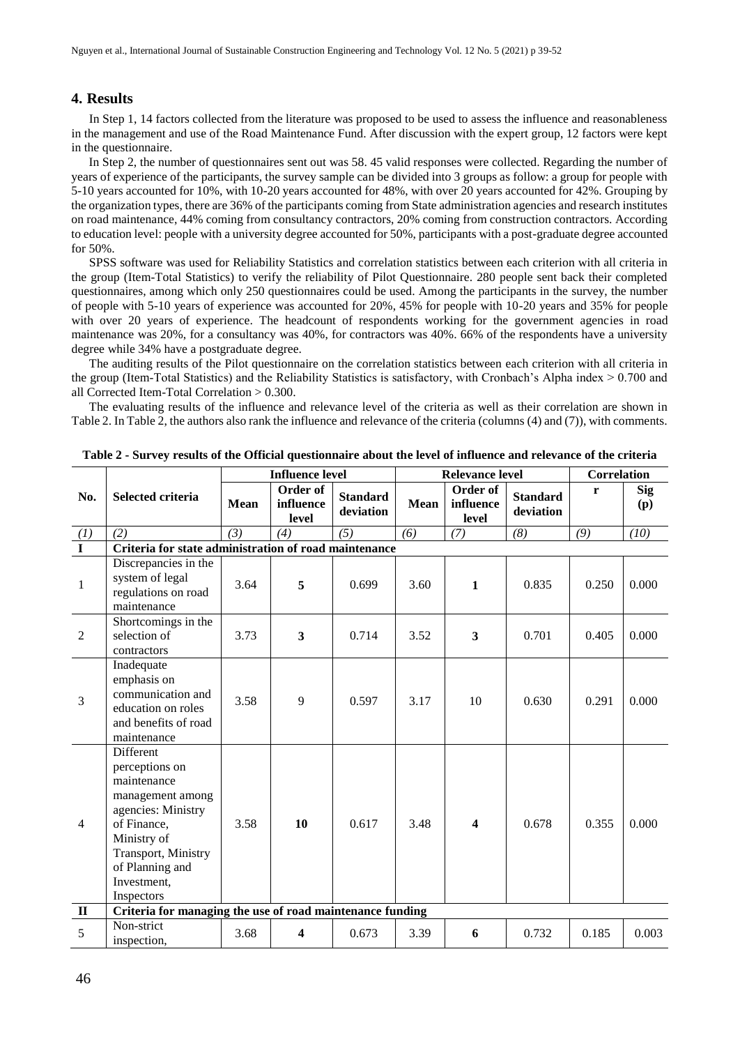## 4. Results

In Step 1, 14 factors collected from the literature was proposed to be used to assess the influence and reasonableness in the management and use of the Road Maintenance Fund. After discussion with the expert group, 12 factors were kept in the questionnaire.

In Step 2, the number of questionnaires sent out was 58. 45 valid responses were collected. Regarding the number of years of experience of the participants, the survey sample can be divided into 3 groups as follow: a group for people with 5-10 years accounted for 10%, with 10-20 years accounted for 48%, with over 20 years accounted for 42%. Grouping by the organization types, there are 36% of the participants coming from State administration agencies and research institutes on road maintenance, 44% coming from consultancy contractors, 20% coming from construction contractors. According to education level: people with a university degree accounted for 50%, participants with a post-graduate degree accounted for 50%.

SPSS software was used for Reliability Statistics and correlation statistics between each criterion with all criteria in the group (Item-Total Statistics) to verify the reliability of Pilot Questionnaire. 280 people sent back their completed questionnaires, among which only 250 questionnaires could be used. Among the participants in the survey, the number of people with 5-10 years of experience was accounted for 20%, 45% for people with 10-20 years and 35% for people with over 20 years of experience. The headcount of respondents working for the government agencies in road maintenance was 20%, for a consultancy was 40%, for contractors was 40%. 66% of the respondents have a university degree while 34% have a postgraduate degree.

The auditing results of the Pilot questionnaire on the correlation statistics between each criterion with all criteria in the group (Item-Total Statistics) and the Reliability Statistics is satisfactory, with Cronbach's Alpha index > 0.700 and all Corrected Item-Total Correlation > 0.300.

The evaluating results of the influence and relevance level of the criteria as well as their correlation are shown in Table 2. In Table 2, the authors also rank the influence and relevance of the criteria (columns (4) and (7)), with comments.

**Table 2 - Survey results of the Official questionnaire about the level of influence and relevance of the criteria**

| No. | Selected criteria | Influence level | | | Relevance level | | | Correlation | |
|---|---|---|---|---|---|---|---|---|---|
| | | Mean | Order of influence level | Standard deviation | Mean | Order of influence level | Standard deviation | r | Sig (p) |
| *(1)* | *(2)* | *(3)* | *(4)* | *(5)* | *(6)* | *(7)* | *(8)* | *(9)* | *(10)* |
| **I** | **Criteria for state administration of road maintenance** | | | | | | | | |
| 1 | Discrepancies in the system of legal regulations on road maintenance | 3.64 | **5** | 0.699 | 3.60 | **1** | 0.835 | 0.250 | 0.000 |
| 2 | Shortcomings in the selection of contractors | 3.73 | **3** | 0.714 | 3.52 | **3** | 0.701 | 0.405 | 0.000 |
| 3 | Inadequate emphasis on communication and education on roles and benefits of road maintenance | 3.58 | 9 | 0.597 | 3.17 | 10 | 0.630 | 0.291 | 0.000 |
| 4 | Different perceptions on maintenance management among agencies: Ministry of Finance, Ministry of Transport, Ministry of Planning and Investment, Inspectors | 3.58 | **10** | 0.617 | 3.48 | **4** | 0.678 | 0.355 | 0.000 |
| **II** | **Criteria for managing the use of road maintenance funding** | | | | | | | | |
| 5 | Non-strict inspection, | 3.68 | **4** | 0.673 | 3.39 | **6** | 0.732 | 0.185 | 0.003 |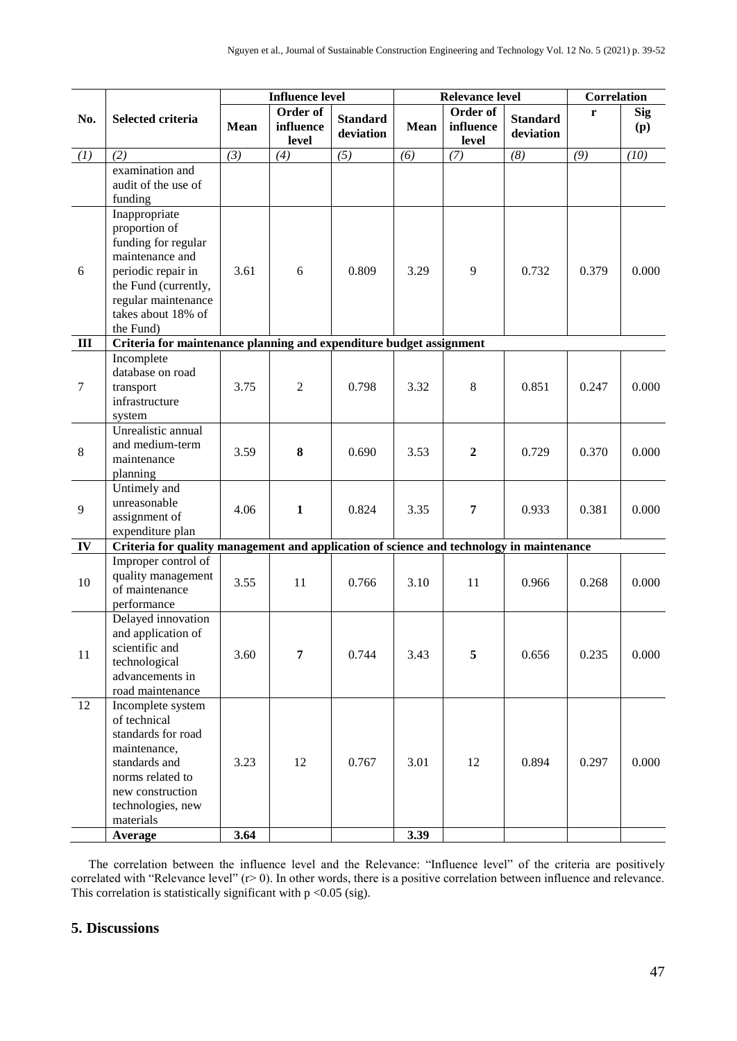| No. | Selected criteria | Influence level | | | Relevance level | | | Correlation | |
|---|---|---|---|---|---|---|---|---|---|
| | | Mean | Order of influence level | Standard deviation | Mean | Order of influence level | Standard deviation | r | Sig (p) |
| *(1)* | *(2)* | *(3)* | *(4)* | *(5)* | *(6)* | *(7)* | *(8)* | *(9)* | *(10)* |
| | examination and audit of the use of funding | | | | | | | | |
| 6 | Inappropriate proportion of funding for regular maintenance and periodic repair in the Fund (currently, regular maintenance takes about 18% of the Fund) | 3.61 | 6 | 0.809 | 3.29 | 9 | 0.732 | 0.379 | 0.000 |
| **III** | **Criteria for maintenance planning and expenditure budget assignment** | | | | | | | | |
| 7 | Incomplete database on road transport infrastructure system | 3.75 | 2 | 0.798 | 3.32 | 8 | 0.851 | 0.247 | 0.000 |
| 8 | Unrealistic annual and medium-term maintenance planning | 3.59 | **8** | 0.690 | 3.53 | **2** | 0.729 | 0.370 | 0.000 |
| 9 | Untimely and unreasonable assignment of expenditure plan | 4.06 | **1** | 0.824 | 3.35 | **7** | 0.933 | 0.381 | 0.000 |
| **IV** | **Criteria for quality management and application of science and technology in maintenance** | | | | | | | | |
| 10 | Improper control of quality management of maintenance performance | 3.55 | 11 | 0.766 | 3.10 | 11 | 0.966 | 0.268 | 0.000 |
| 11 | Delayed innovation and application of scientific and technological advancements in road maintenance | 3.60 | **7** | 0.744 | 3.43 | **5** | 0.656 | 0.235 | 0.000 |
| 12 | Incomplete system of technical standards for road maintenance, standards and norms related to new construction technologies, new materials | 3.23 | 12 | 0.767 | 3.01 | 12 | 0.894 | 0.297 | 0.000 |
| | **Average** | **3.64** | | | **3.39** | | | | |

The correlation between the influence level and the Relevance: "Influence level" of the criteria are positively correlated with "Relevance level" ($r > 0$). In other words, there is a positive correlation between influence and relevance. This correlation is statistically significant with $p < 0.05$ (sig).

## 5. Discussions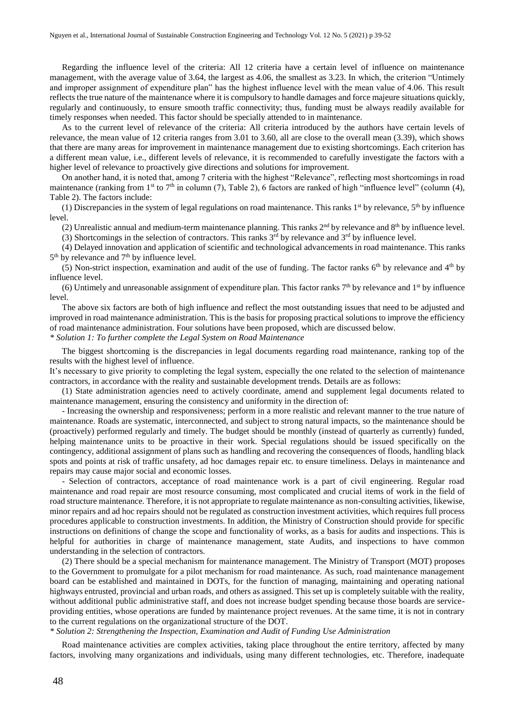Regarding the influence level of the criteria: All 12 criteria have a certain level of influence on maintenance management, with the average value of 3.64, the largest as 4.06, the smallest as 3.23. In which, the criterion "Untimely and improper assignment of expenditure plan" has the highest influence level with the mean value of 4.06. This result reflects the true nature of the maintenance where it is compulsory to handle damages and force majeure situations quickly, regularly and continuously, to ensure smooth traffic connectivity; thus, funding must be always readily available for timely responses when needed. This factor should be specially attended to in maintenance.

As to the current level of relevance of the criteria: All criteria introduced by the authors have certain levels of relevance, the mean value of 12 criteria ranges from 3.01 to 3.60, all are close to the overall mean (3.39), which shows that there are many areas for improvement in maintenance management due to existing shortcomings. Each criterion has a different mean value, i.e., different levels of relevance, it is recommended to carefully investigate the factors with a higher level of relevance to proactively give directions and solutions for improvement.

On another hand, it is noted that, among 7 criteria with the highest "Relevance", reflecting most shortcomings in road maintenance (ranking from 1st to 7th in column (7), Table 2), 6 factors are ranked of high "influence level" (column (4), Table 2). The factors include:

(1) Discrepancies in the system of legal regulations on road maintenance. This ranks 1st by relevance, 5th by influence level.

(2) Unrealistic annual and medium-term maintenance planning. This ranks 2nd by relevance and 8th by influence level.

(3) Shortcomings in the selection of contractors. This ranks 3rd by relevance and 3rd by influence level.

(4) Delayed innovation and application of scientific and technological advancements in road maintenance. This ranks 5th by relevance and 7th by influence level.

(5) Non-strict inspection, examination and audit of the use of funding. The factor ranks 6th by relevance and 4th by influence level.

(6) Untimely and unreasonable assignment of expenditure plan. This factor ranks 7th by relevance and 1st by influence level.

The above six factors are both of high influence and reflect the most outstanding issues that need to be adjusted and improved in road maintenance administration. This is the basis for proposing practical solutions to improve the efficiency of road maintenance administration. Four solutions have been proposed, which are discussed below.

*\* Solution 1: To further complete the Legal System on Road Maintenance*

The biggest shortcoming is the discrepancies in legal documents regarding road maintenance, ranking top of the results with the highest level of influence.

It's necessary to give priority to completing the legal system, especially the one related to the selection of maintenance contractors, in accordance with the reality and sustainable development trends. Details are as follows:

(1) State administration agencies need to actively coordinate, amend and supplement legal documents related to maintenance management, ensuring the consistency and uniformity in the direction of:

- Increasing the ownership and responsiveness; perform in a more realistic and relevant manner to the true nature of maintenance. Roads are systematic, interconnected, and subject to strong natural impacts, so the maintenance should be (proactively) performed regularly and timely. The budget should be monthly (instead of quarterly as currently) funded, helping maintenance units to be proactive in their work. Special regulations should be issued specifically on the contingency, additional assignment of plans such as handling and recovering the consequences of floods, handling black spots and points at risk of traffic unsafety, ad hoc damages repair etc. to ensure timeliness. Delays in maintenance and repairs may cause major social and economic losses.

- Selection of contractors, acceptance of road maintenance work is a part of civil engineering. Regular road maintenance and road repair are most resource consuming, most complicated and crucial items of work in the field of road structure maintenance. Therefore, it is not appropriate to regulate maintenance as non-consulting activities, likewise, minor repairs and ad hoc repairs should not be regulated as construction investment activities, which requires full process procedures applicable to construction investments. In addition, the Ministry of Construction should provide for specific instructions on definitions of change the scope and functionality of works, as a basis for audits and inspections. This is helpful for authorities in charge of maintenance management, state Audits, and inspections to have common understanding in the selection of contractors.

(2) There should be a special mechanism for maintenance management. The Ministry of Transport (MOT) proposes to the Government to promulgate for a pilot mechanism for road maintenance. As such, road maintenance management board can be established and maintained in DOTs, for the function of managing, maintaining and operating national highways entrusted, provincial and urban roads, and others as assigned. This set up is completely suitable with the reality, without additional public administrative staff, and does not increase budget spending because those boards are service-providing entities, whose operations are funded by maintenance project revenues. At the same time, it is not in contrary to the current regulations on the organizational structure of the DOT.

*\* Solution 2: Strengthening the Inspection, Examination and Audit of Funding Use Administration*

Road maintenance activities are complex activities, taking place throughout the entire territory, affected by many factors, involving many organizations and individuals, using many different technologies, etc. Therefore, inadequate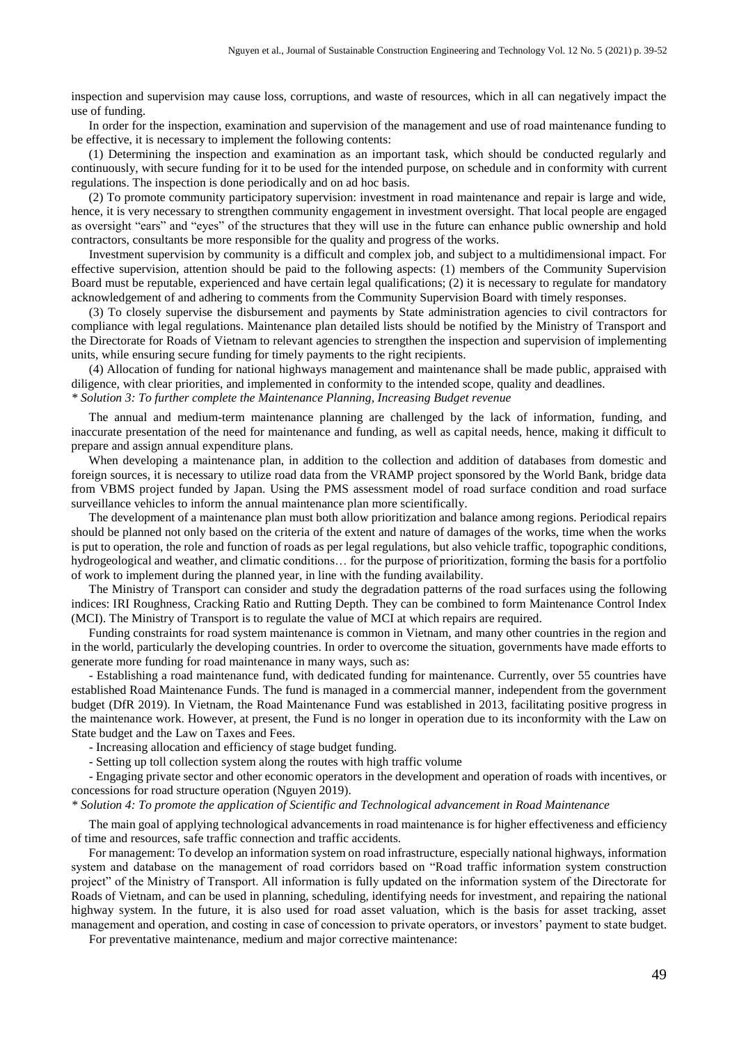inspection and supervision may cause loss, corruptions, and waste of resources, which in all can negatively impact the use of funding.

In order for the inspection, examination and supervision of the management and use of road maintenance funding to be effective, it is necessary to implement the following contents:

(1) Determining the inspection and examination as an important task, which should be conducted regularly and continuously, with secure funding for it to be used for the intended purpose, on schedule and in conformity with current regulations. The inspection is done periodically and on ad hoc basis.

(2) To promote community participatory supervision: investment in road maintenance and repair is large and wide, hence, it is very necessary to strengthen community engagement in investment oversight. That local people are engaged as oversight "ears" and "eyes" of the structures that they will use in the future can enhance public ownership and hold contractors, consultants be more responsible for the quality and progress of the works.

Investment supervision by community is a difficult and complex job, and subject to a multidimensional impact. For effective supervision, attention should be paid to the following aspects: (1) members of the Community Supervision Board must be reputable, experienced and have certain legal qualifications; (2) it is necessary to regulate for mandatory acknowledgement of and adhering to comments from the Community Supervision Board with timely responses.

(3) To closely supervise the disbursement and payments by State administration agencies to civil contractors for compliance with legal regulations. Maintenance plan detailed lists should be notified by the Ministry of Transport and the Directorate for Roads of Vietnam to relevant agencies to strengthen the inspection and supervision of implementing units, while ensuring secure funding for timely payments to the right recipients.

(4) Allocation of funding for national highways management and maintenance shall be made public, appraised with diligence, with clear priorities, and implemented in conformity to the intended scope, quality and deadlines.

*\* Solution 3: To further complete the Maintenance Planning, Increasing Budget revenue*

The annual and medium-term maintenance planning are challenged by the lack of information, funding, and inaccurate presentation of the need for maintenance and funding, as well as capital needs, hence, making it difficult to prepare and assign annual expenditure plans.

When developing a maintenance plan, in addition to the collection and addition of databases from domestic and foreign sources, it is necessary to utilize road data from the VRAMP project sponsored by the World Bank, bridge data from VBMS project funded by Japan. Using the PMS assessment model of road surface condition and road surface surveillance vehicles to inform the annual maintenance plan more scientifically.

The development of a maintenance plan must both allow prioritization and balance among regions. Periodical repairs should be planned not only based on the criteria of the extent and nature of damages of the works, time when the works is put to operation, the role and function of roads as per legal regulations, but also vehicle traffic, topographic conditions, hydrogeological and weather, and climatic conditions… for the purpose of prioritization, forming the basis for a portfolio of work to implement during the planned year, in line with the funding availability.

The Ministry of Transport can consider and study the degradation patterns of the road surfaces using the following indices: IRI Roughness, Cracking Ratio and Rutting Depth. They can be combined to form Maintenance Control Index (MCI). The Ministry of Transport is to regulate the value of MCI at which repairs are required.

Funding constraints for road system maintenance is common in Vietnam, and many other countries in the region and in the world, particularly the developing countries. In order to overcome the situation, governments have made efforts to generate more funding for road maintenance in many ways, such as:

- Establishing a road maintenance fund, with dedicated funding for maintenance. Currently, over 55 countries have established Road Maintenance Funds. The fund is managed in a commercial manner, independent from the government budget (DfR 2019). In Vietnam, the Road Maintenance Fund was established in 2013, facilitating positive progress in the maintenance work. However, at present, the Fund is no longer in operation due to its inconformity with the Law on State budget and the Law on Taxes and Fees.
- Increasing allocation and efficiency of stage budget funding.
- Setting up toll collection system along the routes with high traffic volume
- Engaging private sector and other economic operators in the development and operation of roads with incentives, or concessions for road structure operation (Nguyen 2019).

*\* Solution 4: To promote the application of Scientific and Technological advancement in Road Maintenance*

The main goal of applying technological advancements in road maintenance is for higher effectiveness and efficiency of time and resources, safe traffic connection and traffic accidents.

For management: To develop an information system on road infrastructure, especially national highways, information system and database on the management of road corridors based on "Road traffic information system construction project" of the Ministry of Transport. All information is fully updated on the information system of the Directorate for Roads of Vietnam, and can be used in planning, scheduling, identifying needs for investment, and repairing the national highway system. In the future, it is also used for road asset valuation, which is the basis for asset tracking, asset management and operation, and costing in case of concession to private operators, or investors' payment to state budget.

For preventative maintenance, medium and major corrective maintenance: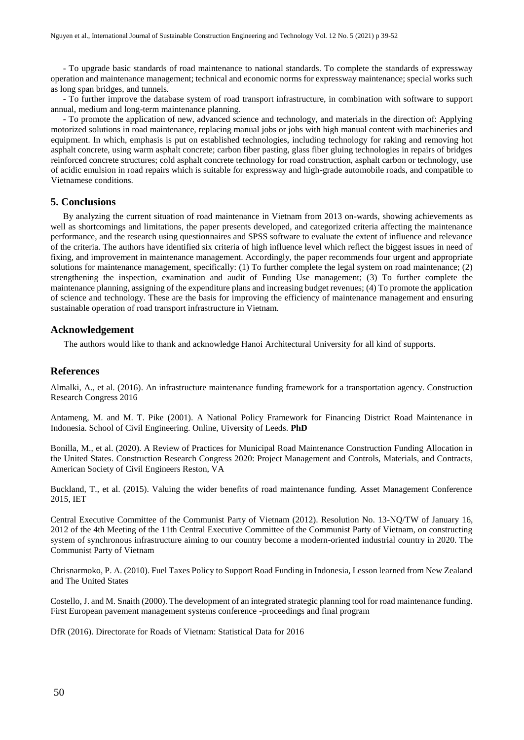- To upgrade basic standards of road maintenance to national standards. To complete the standards of expressway operation and maintenance management; technical and economic norms for expressway maintenance; special works such as long span bridges, and tunnels.

- To further improve the database system of road transport infrastructure, in combination with software to support annual, medium and long-term maintenance planning.

- To promote the application of new, advanced science and technology, and materials in the direction of: Applying motorized solutions in road maintenance, replacing manual jobs or jobs with high manual content with machineries and equipment. In which, emphasis is put on established technologies, including technology for raking and removing hot asphalt concrete, using warm asphalt concrete; carbon fiber pasting, glass fiber gluing technologies in repairs of bridges reinforced concrete structures; cold asphalt concrete technology for road construction, asphalt carbon or technology, use of acidic emulsion in road repairs which is suitable for expressway and high-grade automobile roads, and compatible to Vietnamese conditions.

## 5. Conclusions

By analyzing the current situation of road maintenance in Vietnam from 2013 on-wards, showing achievements as well as shortcomings and limitations, the paper presents developed, and categorized criteria affecting the maintenance performance, and the research using questionnaires and SPSS software to evaluate the extent of influence and relevance of the criteria. The authors have identified six criteria of high influence level which reflect the biggest issues in need of fixing, and improvement in maintenance management. Accordingly, the paper recommends four urgent and appropriate solutions for maintenance management, specifically: (1) To further complete the legal system on road maintenance; (2) strengthening the inspection, examination and audit of Funding Use management; (3) To further complete the maintenance planning, assigning of the expenditure plans and increasing budget revenues; (4) To promote the application of science and technology. These are the basis for improving the efficiency of maintenance management and ensuring sustainable operation of road transport infrastructure in Vietnam.

## Acknowledgement

The authors would like to thank and acknowledge Hanoi Architectural University for all kind of supports.

## References

Almalki, A., et al. (2016). An infrastructure maintenance funding framework for a transportation agency. Construction Research Congress 2016

Antameng, M. and M. T. Pike (2001). A National Policy Framework for Financing District Road Maintenance in Indonesia. School of Civil Engineering. Online, Uiversity of Leeds. **PhD**

Bonilla, M., et al. (2020). A Review of Practices for Municipal Road Maintenance Construction Funding Allocation in the United States. Construction Research Congress 2020: Project Management and Controls, Materials, and Contracts, American Society of Civil Engineers Reston, VA

Buckland, T., et al. (2015). Valuing the wider benefits of road maintenance funding. Asset Management Conference 2015, IET

Central Executive Committee of the Communist Party of Vietnam (2012). Resolution No. 13-NQ/TW of January 16, 2012 of the 4th Meeting of the 11th Central Executive Committee of the Communist Party of Vietnam, on constructing system of synchronous infrastructure aiming to our country become a modern-oriented industrial country in 2020. The Communist Party of Vietnam

Chrisnarmoko, P. A. (2010). Fuel Taxes Policy to Support Road Funding in Indonesia, Lesson learned from New Zealand and The United States

Costello, J. and M. Snaith (2000). The development of an integrated strategic planning tool for road maintenance funding. First European pavement management systems conference -proceedings and final program

DfR (2016). Directorate for Roads of Vietnam: Statistical Data for 2016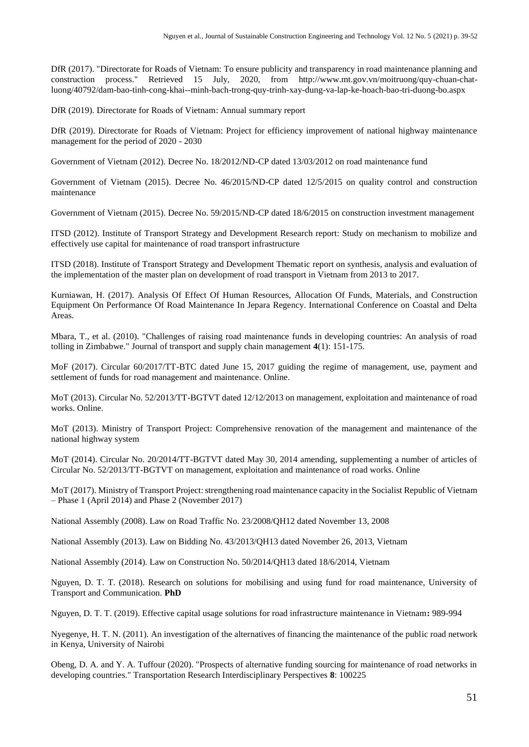DfR (2017). "Directorate for Roads of Vietnam: To ensure publicity and transparency in road maintenance planning and construction process." Retrieved 15 July, 2020, from http://www.mt.gov.vn/moitruong/quy-chuan-chat-luong/40792/dam-bao-tinh-cong-khai--minh-bach-trong-quy-trinh-xay-dung-va-lap-ke-hoach-bao-tri-duong-bo.aspx

DfR (2019). Directorate for Roads of Vietnam: Annual summary report

DfR (2019). Directorate for Roads of Vietnam: Project for efficiency improvement of national highway maintenance management for the period of 2020 - 2030

Government of Vietnam (2012). Decree No. 18/2012/ND-CP dated 13/03/2012 on road maintenance fund

Government of Vietnam (2015). Decree No. 46/2015/ND-CP dated 12/5/2015 on quality control and construction maintenance

Government of Vietnam (2015). Decree No. 59/2015/ND-CP dated 18/6/2015 on construction investment management

ITSD (2012). Institute of Transport Strategy and Development Research report: Study on mechanism to mobilize and effectively use capital for maintenance of road transport infrastructure

ITSD (2018). Institute of Transport Strategy and Development Thematic report on synthesis, analysis and evaluation of the implementation of the master plan on development of road transport in Vietnam from 2013 to 2017.

Kurniawan, H. (2017). Analysis Of Effect Of Human Resources, Allocation Of Funds, Materials, and Construction Equipment On Performance Of Road Maintenance In Jepara Regency. International Conference on Coastal and Delta Areas.

Mbara, T., et al. (2010). "Challenges of raising road maintenance funds in developing countries: An analysis of road tolling in Zimbabwe." Journal of transport and supply chain management **4**(1): 151-175.

MoF (2017). Circular 60/2017/TT-BTC dated June 15, 2017 guiding the regime of management, use, payment and settlement of funds for road management and maintenance. Online.

MoT (2013). Circular No. 52/2013/TT-BGTVT dated 12/12/2013 on management, exploitation and maintenance of road works. Online.

MoT (2013). Ministry of Transport Project: Comprehensive renovation of the management and maintenance of the national highway system

MoT (2014). Circular No. 20/2014/TT-BGTVT dated May 30, 2014 amending, supplementing a number of articles of Circular No. 52/2013/TT-BGTVT on management, exploitation and maintenance of road works. Online

MoT (2017). Ministry of Transport Project: strengthening road maintenance capacity in the Socialist Republic of Vietnam – Phase 1 (April 2014) and Phase 2 (November 2017)

National Assembly (2008). Law on Road Traffic No. 23/2008/QH12 dated November 13, 2008

National Assembly (2013). Law on Bidding No. 43/2013/QH13 dated November 26, 2013, Vietnam

National Assembly (2014). Law on Construction No. 50/2014/QH13 dated 18/6/2014, Vietnam

Nguyen, D. T. T. (2018). Research on solutions for mobilising and using fund for road maintenance, University of Transport and Communication. **PhD**

Nguyen, D. T. T. (2019). Effective capital usage solutions for road infrastructure maintenance in Vietnam**:** 989-994

Nyegenye, H. T. N. (2011). An investigation of the alternatives of financing the maintenance of the public road network in Kenya, University of Nairobi

Obeng, D. A. and Y. A. Tuffour (2020). "Prospects of alternative funding sourcing for maintenance of road networks in developing countries." Transportation Research Interdisciplinary Perspectives **8**: 100225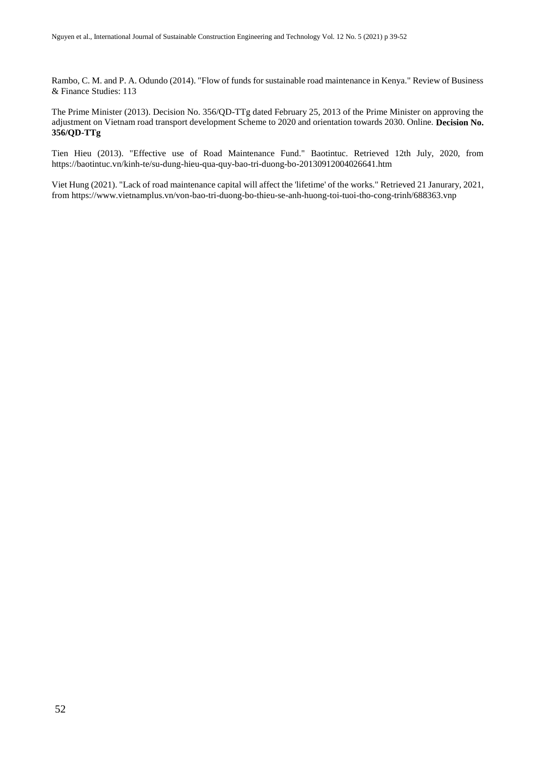Rambo, C. M. and P. A. Odundo (2014). "Flow of funds for sustainable road maintenance in Kenya." Review of Business & Finance Studies: 113

The Prime Minister (2013). Decision No. 356/QD-TTg dated February 25, 2013 of the Prime Minister on approving the adjustment on Vietnam road transport development Scheme to 2020 and orientation towards 2030. Online. **Decision No. 356/QD-TTg**

Tien Hieu (2013). "Effective use of Road Maintenance Fund." Baotintuc. Retrieved 12th July, 2020, from https://baotintuc.vn/kinh-te/su-dung-hieu-qua-quy-bao-tri-duong-bo-20130912004026641.htm

Viet Hung (2021). "Lack of road maintenance capital will affect the 'lifetime' of the works." Retrieved 21 Janurary, 2021, from https://www.vietnamplus.vn/von-bao-tri-duong-bo-thieu-se-anh-huong-toi-tuoi-tho-cong-trinh/688363.vnp